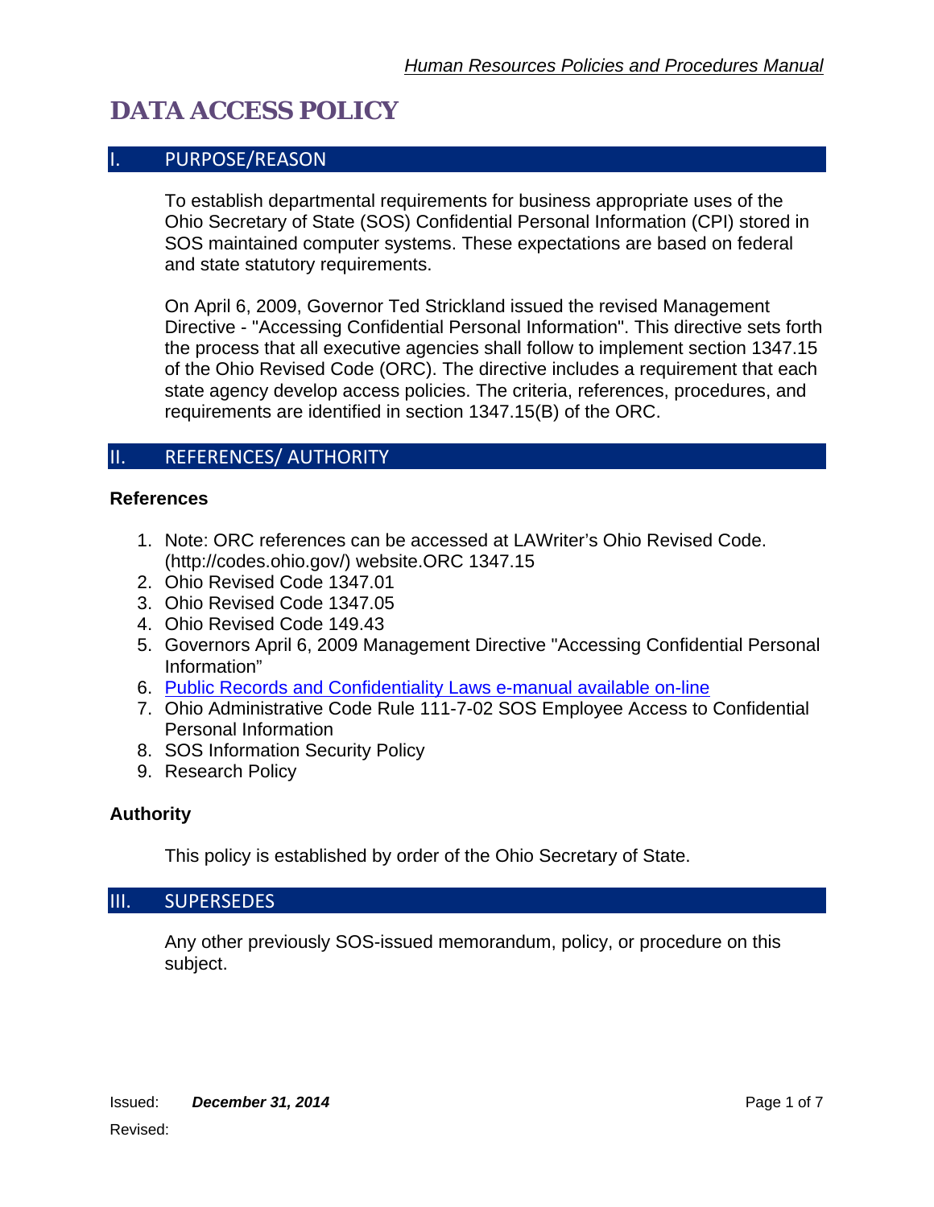# DATA ACCESS POLICY

## I. PURPOSE/REASON

To establish departmental requirements for business appropriate uses of the Ohio Secretary of State (SOS) Confidential Personal Information (CPI) stored in SOS maintained computer systems. These expectations are based on federal and state statutory requirements.

On April 6, 2009, Governor Ted Strickland issued the revised Management Directive - "Accessing Confidential Personal Information". This directive sets forth the process that all executive agencies shall follow to implement section 1347.15 of the Ohio Revised Code (ORC). The directive includes a requirement that each state agency develop access policies. The criteria, references, procedures, and requirements are identified in section 1347.15(B) of the ORC.

## II. REFERENCES/ AUTHORITY

### References

1. Note: ORC references can be accessed at LAWriter's Ohio Revised Code. (http://codes.ohio.gov/) website.ORC 1347.15
2. Ohio Revised Code 1347.01
3. Ohio Revised Code 1347.05
4. Ohio Revised Code 149.43
5. Governors April 6, 2009 Management Directive "Accessing Confidential Personal Information"
6. Public Records and Confidentiality Laws e-manual available on-line
7. Ohio Administrative Code Rule 111-7-02 SOS Employee Access to Confidential Personal Information
8. SOS Information Security Policy
9. Research Policy

### Authority

This policy is established by order of the Ohio Secretary of State.

## III. SUPERSEDES

Any other previously SOS-issued memorandum, policy, or procedure on this subject.

Issued: ***December 31, 2014***

Revised: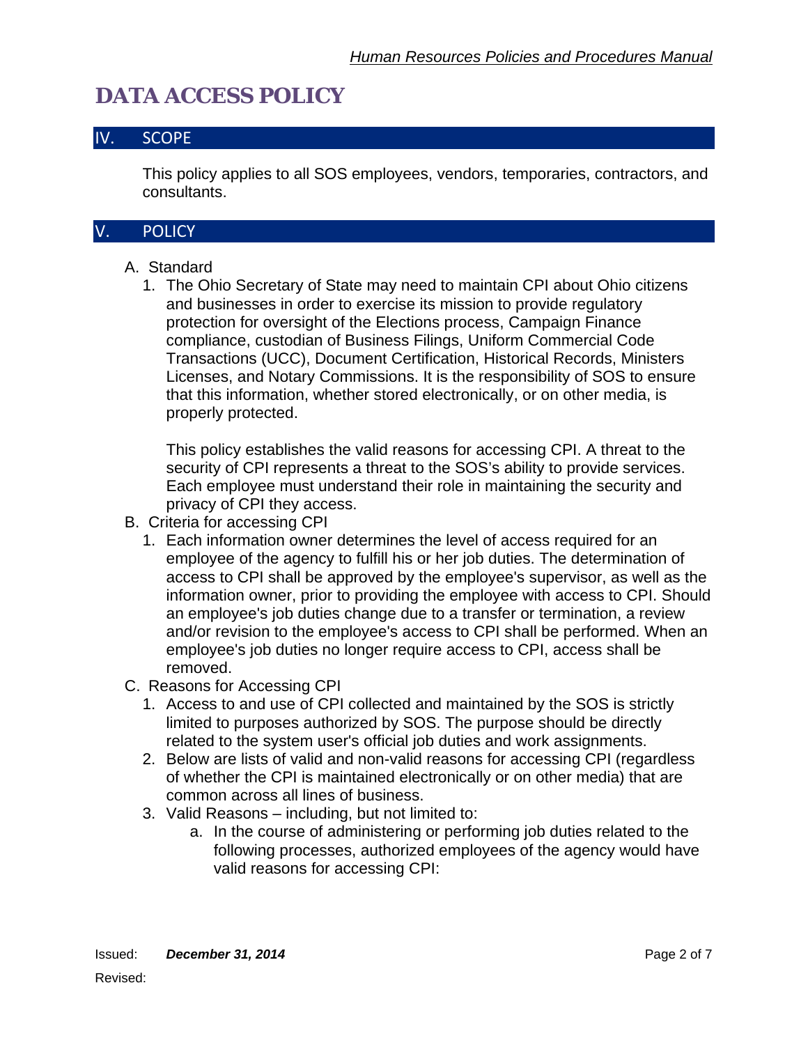# DATA ACCESS POLICY

## IV. SCOPE

This policy applies to all SOS employees, vendors, temporaries, contractors, and consultants.

## V. POLICY

A. Standard

1. The Ohio Secretary of State may need to maintain CPI about Ohio citizens and businesses in order to exercise its mission to provide regulatory protection for oversight of the Elections process, Campaign Finance compliance, custodian of Business Filings, Uniform Commercial Code Transactions (UCC), Document Certification, Historical Records, Ministers Licenses, and Notary Commissions. It is the responsibility of SOS to ensure that this information, whether stored electronically, or on other media, is properly protected.

   This policy establishes the valid reasons for accessing CPI. A threat to the security of CPI represents a threat to the SOS's ability to provide services. Each employee must understand their role in maintaining the security and privacy of CPI they access.

B. Criteria for accessing CPI

1. Each information owner determines the level of access required for an employee of the agency to fulfill his or her job duties. The determination of access to CPI shall be approved by the employee's supervisor, as well as the information owner, prior to providing the employee with access to CPI. Should an employee's job duties change due to a transfer or termination, a review and/or revision to the employee's access to CPI shall be performed. When an employee's job duties no longer require access to CPI, access shall be removed.

C. Reasons for Accessing CPI

1. Access to and use of CPI collected and maintained by the SOS is strictly limited to purposes authorized by SOS. The purpose should be directly related to the system user's official job duties and work assignments.
2. Below are lists of valid and non-valid reasons for accessing CPI (regardless of whether the CPI is maintained electronically or on other media) that are common across all lines of business.
3. Valid Reasons – including, but not limited to:
   a. In the course of administering or performing job duties related to the following processes, authorized employees of the agency would have valid reasons for accessing CPI: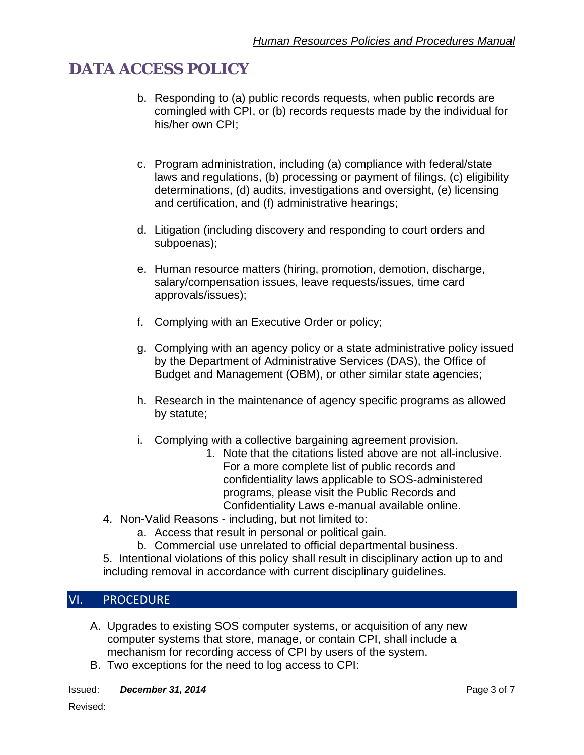# DATA ACCESS POLICY

b. Responding to (a) public records requests, when public records are comingled with CPI, or (b) records requests made by the individual for his/her own CPI;

c. Program administration, including (a) compliance with federal/state laws and regulations, (b) processing or payment of filings, (c) eligibility determinations, (d) audits, investigations and oversight, (e) licensing and certification, and (f) administrative hearings;

d. Litigation (including discovery and responding to court orders and subpoenas);

e. Human resource matters (hiring, promotion, demotion, discharge, salary/compensation issues, leave requests/issues, time card approvals/issues);

f. Complying with an Executive Order or policy;

g. Complying with an agency policy or a state administrative policy issued by the Department of Administrative Services (DAS), the Office of Budget and Management (OBM), or other similar state agencies;

h. Research in the maintenance of agency specific programs as allowed by statute;

i. Complying with a collective bargaining agreement provision.

   1. Note that the citations listed above are not all-inclusive. For a more complete list of public records and confidentiality laws applicable to SOS-administered programs, please visit the Public Records and Confidentiality Laws e-manual available online.

4. Non-Valid Reasons - including, but not limited to:
   a. Access that result in personal or political gain.
   b. Commercial use unrelated to official departmental business.

5. Intentional violations of this policy shall result in disciplinary action up to and including removal in accordance with current disciplinary guidelines.

## VI. PROCEDURE

A. Upgrades to existing SOS computer systems, or acquisition of any new computer systems that store, manage, or contain CPI, shall include a mechanism for recording access of CPI by users of the system.

B. Two exceptions for the need to log access to CPI:

Issued: ***December 31, 2014***

Revised: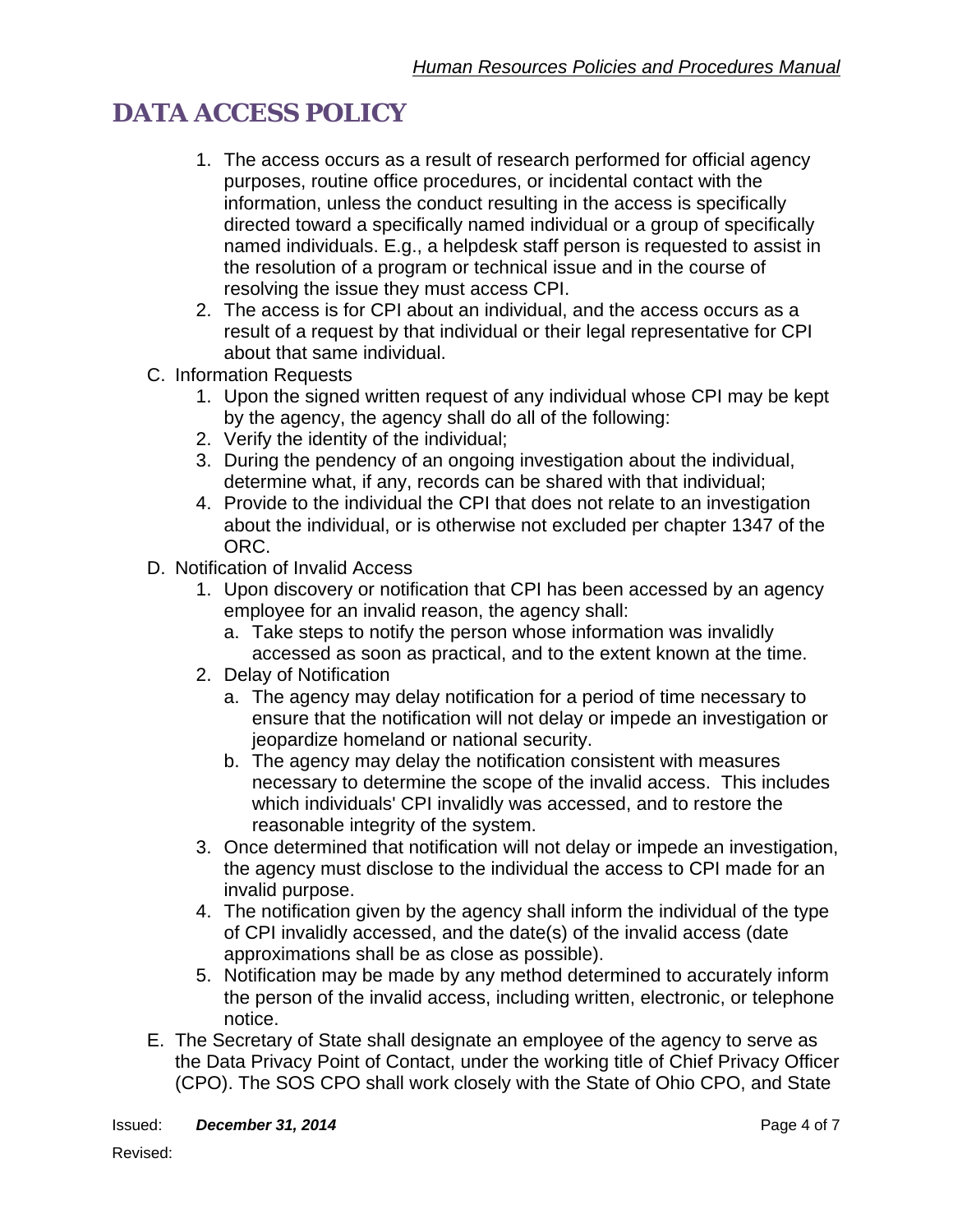# DATA ACCESS POLICY

1. The access occurs as a result of research performed for official agency purposes, routine office procedures, or incidental contact with the information, unless the conduct resulting in the access is specifically directed toward a specifically named individual or a group of specifically named individuals. E.g., a helpdesk staff person is requested to assist in the resolution of a program or technical issue and in the course of resolving the issue they must access CPI.
2. The access is for CPI about an individual, and the access occurs as a result of a request by that individual or their legal representative for CPI about that same individual.

C. Information Requests

1. Upon the signed written request of any individual whose CPI may be kept by the agency, the agency shall do all of the following:
2. Verify the identity of the individual;
3. During the pendency of an ongoing investigation about the individual, determine what, if any, records can be shared with that individual;
4. Provide to the individual the CPI that does not relate to an investigation about the individual, or is otherwise not excluded per chapter 1347 of the ORC.

D. Notification of Invalid Access

1. Upon discovery or notification that CPI has been accessed by an agency employee for an invalid reason, the agency shall:
   a. Take steps to notify the person whose information was invalidly accessed as soon as practical, and to the extent known at the time.
2. Delay of Notification
   a. The agency may delay notification for a period of time necessary to ensure that the notification will not delay or impede an investigation or jeopardize homeland or national security.
   b. The agency may delay the notification consistent with measures necessary to determine the scope of the invalid access. This includes which individuals' CPI invalidly was accessed, and to restore the reasonable integrity of the system.
3. Once determined that notification will not delay or impede an investigation, the agency must disclose to the individual the access to CPI made for an invalid purpose.
4. The notification given by the agency shall inform the individual of the type of CPI invalidly accessed, and the date(s) of the invalid access (date approximations shall be as close as possible).
5. Notification may be made by any method determined to accurately inform the person of the invalid access, including written, electronic, or telephone notice.

E. The Secretary of State shall designate an employee of the agency to serve as the Data Privacy Point of Contact, under the working title of Chief Privacy Officer (CPO). The SOS CPO shall work closely with the State of Ohio CPO, and State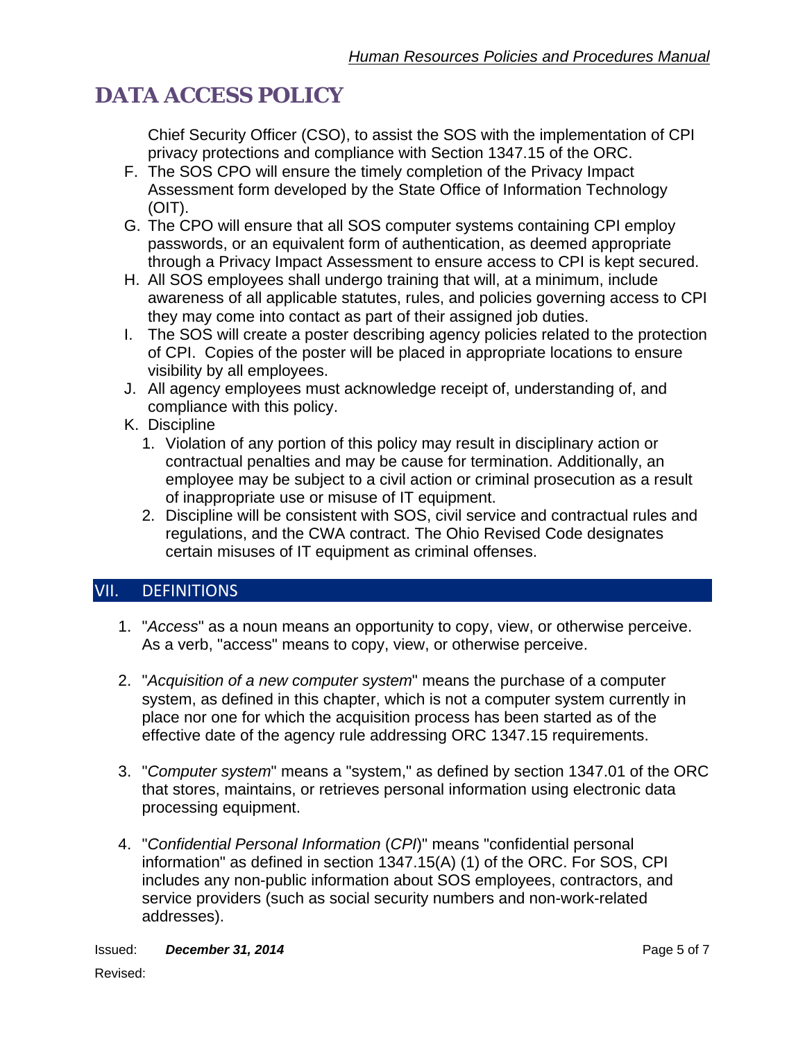# DATA ACCESS POLICY

Chief Security Officer (CSO), to assist the SOS with the implementation of CPI privacy protections and compliance with Section 1347.15 of the ORC.

F. The SOS CPO will ensure the timely completion of the Privacy Impact Assessment form developed by the State Office of Information Technology (OIT).
G. The CPO will ensure that all SOS computer systems containing CPI employ passwords, or an equivalent form of authentication, as deemed appropriate through a Privacy Impact Assessment to ensure access to CPI is kept secured.
H. All SOS employees shall undergo training that will, at a minimum, include awareness of all applicable statutes, rules, and policies governing access to CPI they may come into contact as part of their assigned job duties.
I. The SOS will create a poster describing agency policies related to the protection of CPI. Copies of the poster will be placed in appropriate locations to ensure visibility by all employees.
J. All agency employees must acknowledge receipt of, understanding of, and compliance with this policy.
K. Discipline
   1. Violation of any portion of this policy may result in disciplinary action or contractual penalties and may be cause for termination. Additionally, an employee may be subject to a civil action or criminal prosecution as a result of inappropriate use or misuse of IT equipment.
   2. Discipline will be consistent with SOS, civil service and contractual rules and regulations, and the CWA contract. The Ohio Revised Code designates certain misuses of IT equipment as criminal offenses.

## VII. DEFINITIONS

1. "*Access*" as a noun means an opportunity to copy, view, or otherwise perceive. As a verb, "access" means to copy, view, or otherwise perceive.

2. "*Acquisition of a new computer system*" means the purchase of a computer system, as defined in this chapter, which is not a computer system currently in place nor one for which the acquisition process has been started as of the effective date of the agency rule addressing ORC 1347.15 requirements.

3. "*Computer system*" means a "system," as defined by section 1347.01 of the ORC that stores, maintains, or retrieves personal information using electronic data processing equipment.

4. "*Confidential Personal Information* (*CPI*)" means "confidential personal information" as defined in section 1347.15(A) (1) of the ORC. For SOS, CPI includes any non-public information about SOS employees, contractors, and service providers (such as social security numbers and non-work-related addresses).

Issued: **December 31, 2014**

Revised: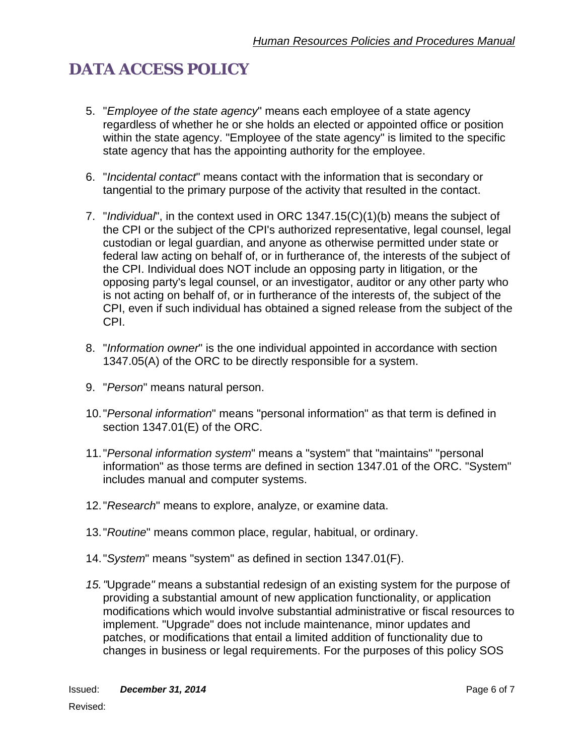# DATA ACCESS POLICY

5. "*Employee of the state agency*" means each employee of a state agency regardless of whether he or she holds an elected or appointed office or position within the state agency. "Employee of the state agency" is limited to the specific state agency that has the appointing authority for the employee.

6. "*Incidental contact*" means contact with the information that is secondary or tangential to the primary purpose of the activity that resulted in the contact.

7. "*Individual*", in the context used in ORC 1347.15(C)(1)(b) means the subject of the CPI or the subject of the CPI's authorized representative, legal counsel, legal custodian or legal guardian, and anyone as otherwise permitted under state or federal law acting on behalf of, or in furtherance of, the interests of the subject of the CPI. Individual does NOT include an opposing party in litigation, or the opposing party's legal counsel, or an investigator, auditor or any other party who is not acting on behalf of, or in furtherance of the interests of, the subject of the CPI, even if such individual has obtained a signed release from the subject of the CPI.

8. "*Information owner*" is the one individual appointed in accordance with section 1347.05(A) of the ORC to be directly responsible for a system.

9. "*Person*" means natural person.

10. "*Personal information*" means "personal information" as that term is defined in section 1347.01(E) of the ORC.

11. "*Personal information system*" means a "system" that "maintains" "personal information" as those terms are defined in section 1347.01 of the ORC. "System" includes manual and computer systems.

12. "*Research*" means to explore, analyze, or examine data.

13. "*Routine*" means common place, regular, habitual, or ordinary.

14. "*System*" means "system" as defined in section 1347.01(F).

15. *"*Upgrade*"* means a substantial redesign of an existing system for the purpose of providing a substantial amount of new application functionality, or application modifications which would involve substantial administrative or fiscal resources to implement. "Upgrade" does not include maintenance, minor updates and patches, or modifications that entail a limited addition of functionality due to changes in business or legal requirements. For the purposes of this policy SOS

Issued: **December 31, 2014**
Revised: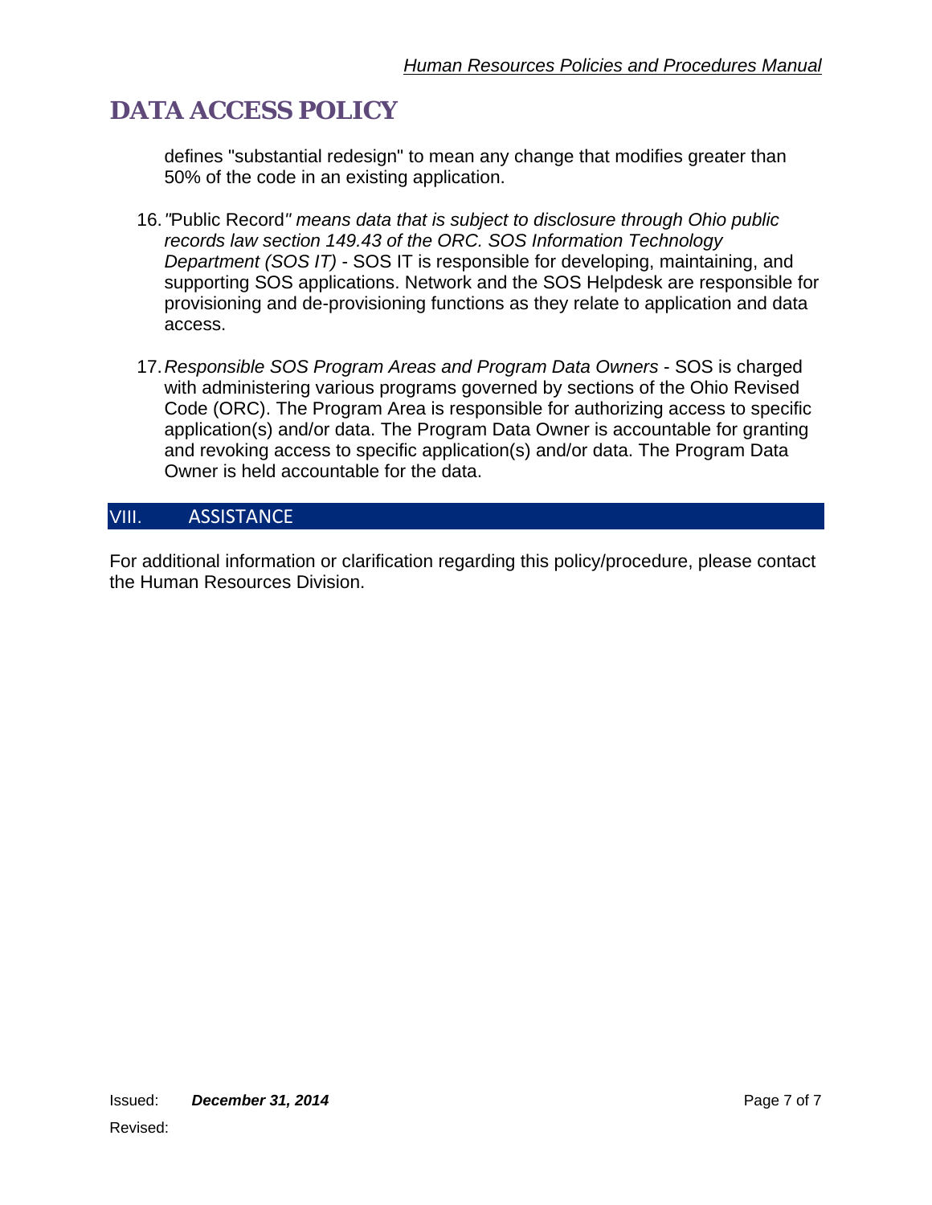# DATA ACCESS POLICY

defines "substantial redesign" to mean any change that modifies greater than 50% of the code in an existing application.

16. *"*Public Record*" means data that is subject to disclosure through Ohio public records law section 149.43 of the ORC. SOS Information Technology Department (SOS IT)* - SOS IT is responsible for developing, maintaining, and supporting SOS applications. Network and the SOS Helpdesk are responsible for provisioning and de-provisioning functions as they relate to application and data access.

17. *Responsible SOS Program Areas and Program Data Owners* - SOS is charged with administering various programs governed by sections of the Ohio Revised Code (ORC). The Program Area is responsible for authorizing access to specific application(s) and/or data. The Program Data Owner is accountable for granting and revoking access to specific application(s) and/or data. The Program Data Owner is held accountable for the data.

## VIII. ASSISTANCE

For additional information or clarification regarding this policy/procedure, please contact the Human Resources Division.

Issued: ***December 31, 2014***

Revised: